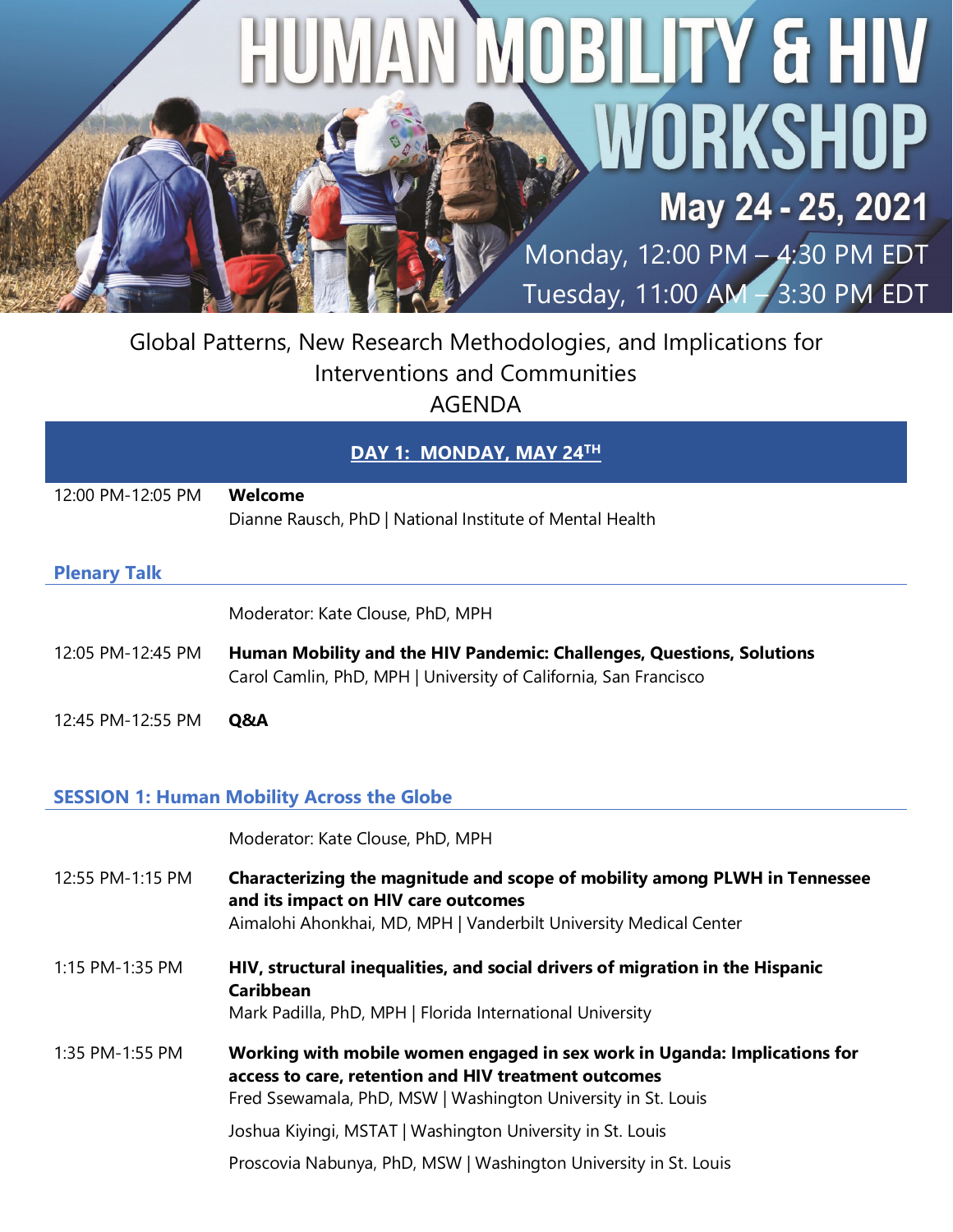# HUMAN MOBILITY & HIV WORKSHOP

**May 24 - 25, 2021**

Monday, 12:00 PM – 4:30 PM EDT
Tuesday, 11:00 AM – 3:30 PM EDT

Global Patterns, New Research Methodologies, and Implications for Interventions and Communities

AGENDA

## DAY 1: MONDAY, MAY 24TH

12:00 PM-12:05 PM **Welcome**
Dianne Rausch, PhD | National Institute of Mental Health

### Plenary Talk

Moderator: Kate Clouse, PhD, MPH

12:05 PM-12:45 PM **Human Mobility and the HIV Pandemic: Challenges, Questions, Solutions**
Carol Camlin, PhD, MPH | University of California, San Francisco

12:45 PM-12:55 PM **Q&A**

### SESSION 1: Human Mobility Across the Globe

Moderator: Kate Clouse, PhD, MPH

12:55 PM-1:15 PM **Characterizing the magnitude and scope of mobility among PLWH in Tennessee and its impact on HIV care outcomes**
Aimalohi Ahonkhai, MD, MPH | Vanderbilt University Medical Center

1:15 PM-1:35 PM **HIV, structural inequalities, and social drivers of migration in the Hispanic Caribbean**
Mark Padilla, PhD, MPH | Florida International University

1:35 PM-1:55 PM **Working with mobile women engaged in sex work in Uganda: Implications for access to care, retention and HIV treatment outcomes**
Fred Ssewamala, PhD, MSW | Washington University in St. Louis

Joshua Kiyingi, MSTAT | Washington University in St. Louis

Proscovia Nabunya, PhD, MSW | Washington University in St. Louis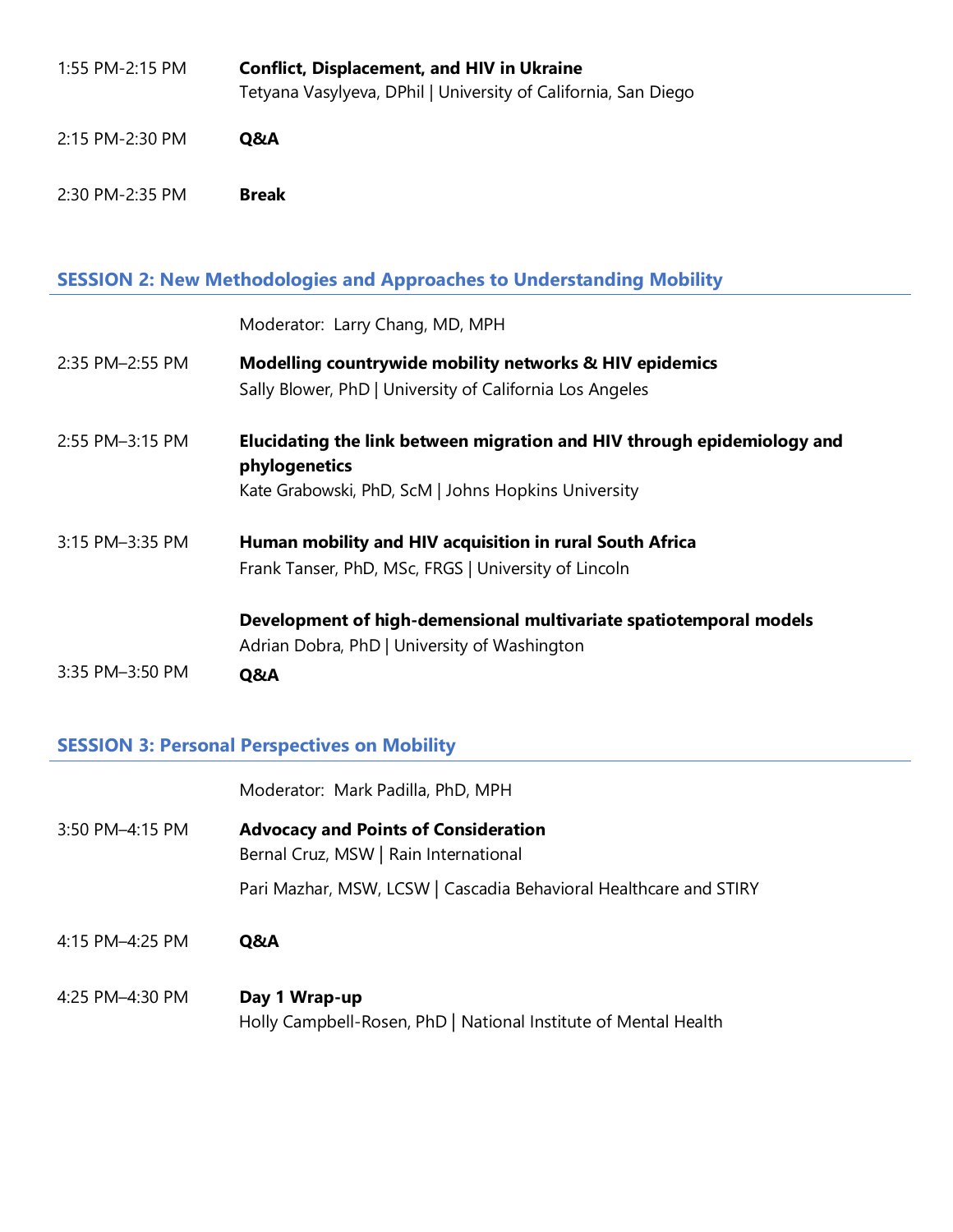1:55 PM-2:15 PM **Conflict, Displacement, and HIV in Ukraine**
Tetyana Vasylyeva, DPhil | University of California, San Diego

2:15 PM-2:30 PM **Q&A**

2:30 PM-2:35 PM **Break**

## SESSION 2: New Methodologies and Approaches to Understanding Mobility

Moderator: Larry Chang, MD, MPH

2:35 PM–2:55 PM **Modelling countrywide mobility networks & HIV epidemics**
Sally Blower, PhD | University of California Los Angeles

2:55 PM–3:15 PM **Elucidating the link between migration and HIV through epidemiology and phylogenetics**
Kate Grabowski, PhD, ScM | Johns Hopkins University

3:15 PM–3:35 PM **Human mobility and HIV acquisition in rural South Africa**
Frank Tanser, PhD, MSc, FRGS | University of Lincoln

**Development of high-demensional multivariate spatiotemporal models**
Adrian Dobra, PhD | University of Washington

3:35 PM–3:50 PM **Q&A**

## SESSION 3: Personal Perspectives on Mobility

Moderator: Mark Padilla, PhD, MPH

3:50 PM–4:15 PM **Advocacy and Points of Consideration**
Bernal Cruz, MSW | Rain International

Pari Mazhar, MSW, LCSW | Cascadia Behavioral Healthcare and STIRY

4:15 PM–4:25 PM **Q&A**

4:25 PM–4:30 PM **Day 1 Wrap-up**
Holly Campbell-Rosen, PhD | National Institute of Mental Health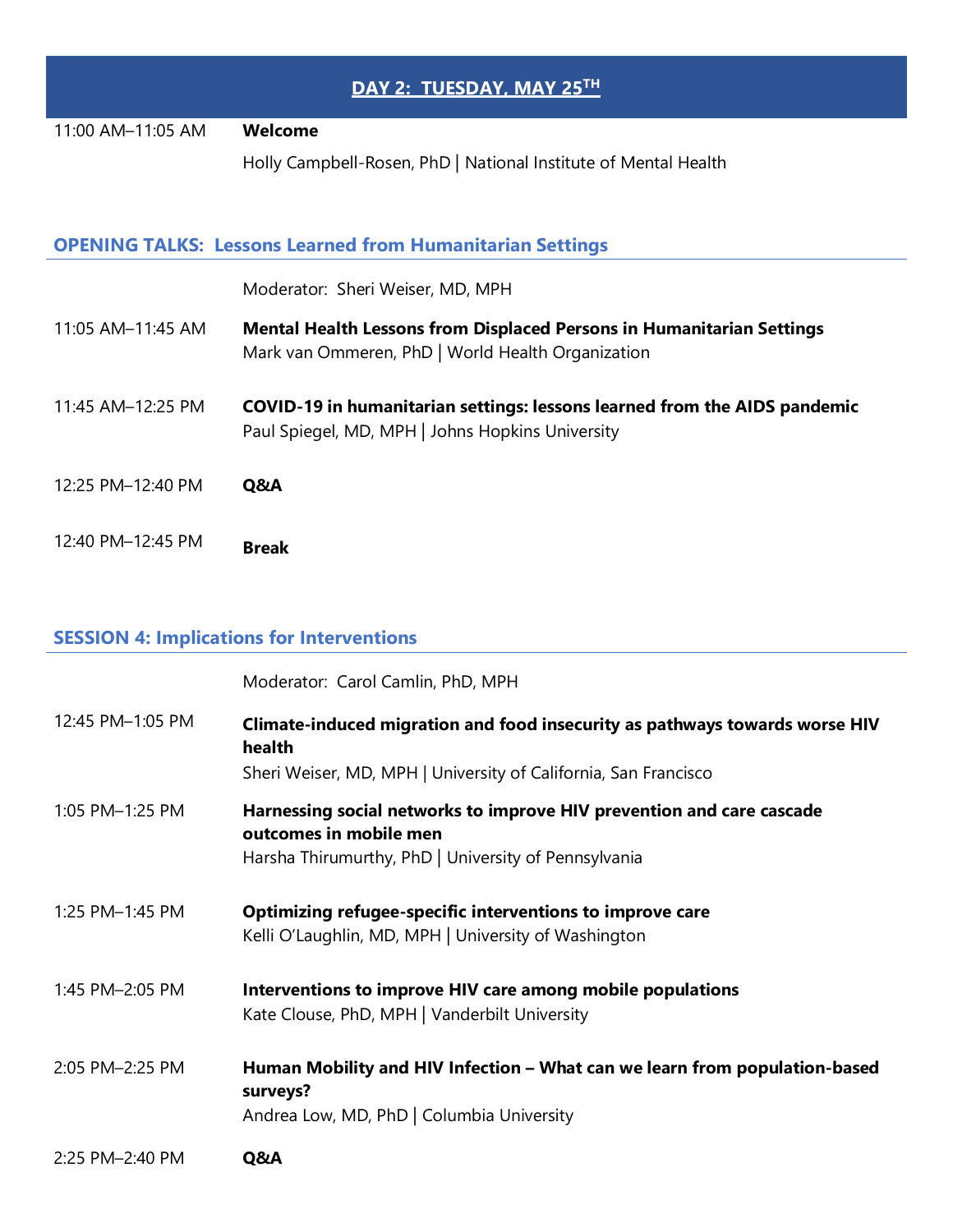## DAY 2: TUESDAY, MAY 25TH

| | |
|---|---|
| 11:00 AM–11:05 AM | **Welcome**<br>Holly Campbell-Rosen, PhD \| National Institute of Mental Health |

### OPENING TALKS: Lessons Learned from Humanitarian Settings

Moderator: Sheri Weiser, MD, MPH

| | |
|---|---|
| 11:05 AM–11:45 AM | **Mental Health Lessons from Displaced Persons in Humanitarian Settings**<br>Mark van Ommeren, PhD \| World Health Organization |
| 11:45 AM–12:25 PM | **COVID-19 in humanitarian settings: lessons learned from the AIDS pandemic**<br>Paul Spiegel, MD, MPH \| Johns Hopkins University |
| 12:25 PM–12:40 PM | **Q&A** |
| 12:40 PM–12:45 PM | **Break** |

### SESSION 4: Implications for Interventions

Moderator: Carol Camlin, PhD, MPH

| | |
|---|---|
| 12:45 PM–1:05 PM | **Climate-induced migration and food insecurity as pathways towards worse HIV health**<br>Sheri Weiser, MD, MPH \| University of California, San Francisco |
| 1:05 PM–1:25 PM | **Harnessing social networks to improve HIV prevention and care cascade outcomes in mobile men**<br>Harsha Thirumurthy, PhD \| University of Pennsylvania |
| 1:25 PM–1:45 PM | **Optimizing refugee-specific interventions to improve care**<br>Kelli O'Laughlin, MD, MPH \| University of Washington |
| 1:45 PM–2:05 PM | **Interventions to improve HIV care among mobile populations**<br>Kate Clouse, PhD, MPH \| Vanderbilt University |
| 2:05 PM–2:25 PM | **Human Mobility and HIV Infection – What can we learn from population-based surveys?**<br>Andrea Low, MD, PhD \| Columbia University |
| 2:25 PM–2:40 PM | **Q&A** |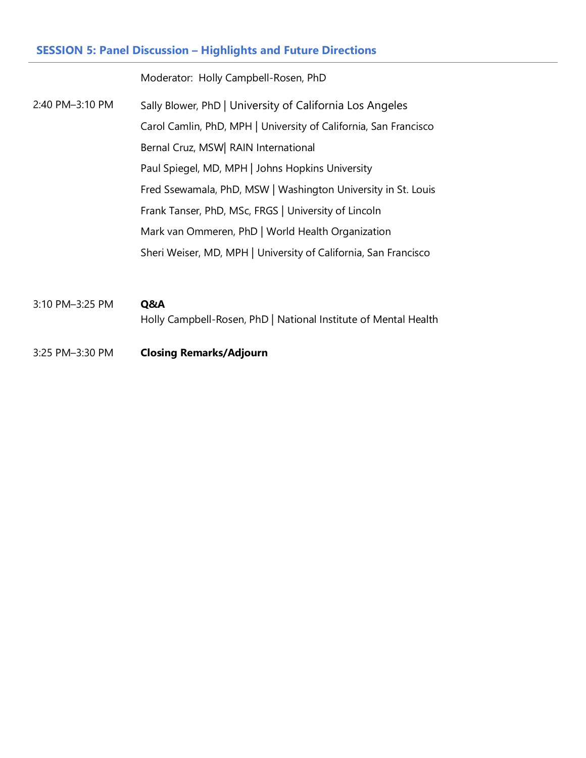## SESSION 5: Panel Discussion – Highlights and Future Directions

| | |
|---|---|
| | Moderator: Holly Campbell-Rosen, PhD |
| 2:40 PM–3:10 PM | Sally Blower, PhD \| University of California Los Angeles |
| | Carol Camlin, PhD, MPH \| University of California, San Francisco |
| | Bernal Cruz, MSW\| RAIN International |
| | Paul Spiegel, MD, MPH \| Johns Hopkins University |
| | Fred Ssewamala, PhD, MSW \| Washington University in St. Louis |
| | Frank Tanser, PhD, MSc, FRGS \| University of Lincoln |
| | Mark van Ommeren, PhD \| World Health Organization |
| | Sheri Weiser, MD, MPH \| University of California, San Francisco |
| 3:10 PM–3:25 PM | **Q&A**<br>Holly Campbell-Rosen, PhD \| National Institute of Mental Health |
| 3:25 PM–3:30 PM | **Closing Remarks/Adjourn** |